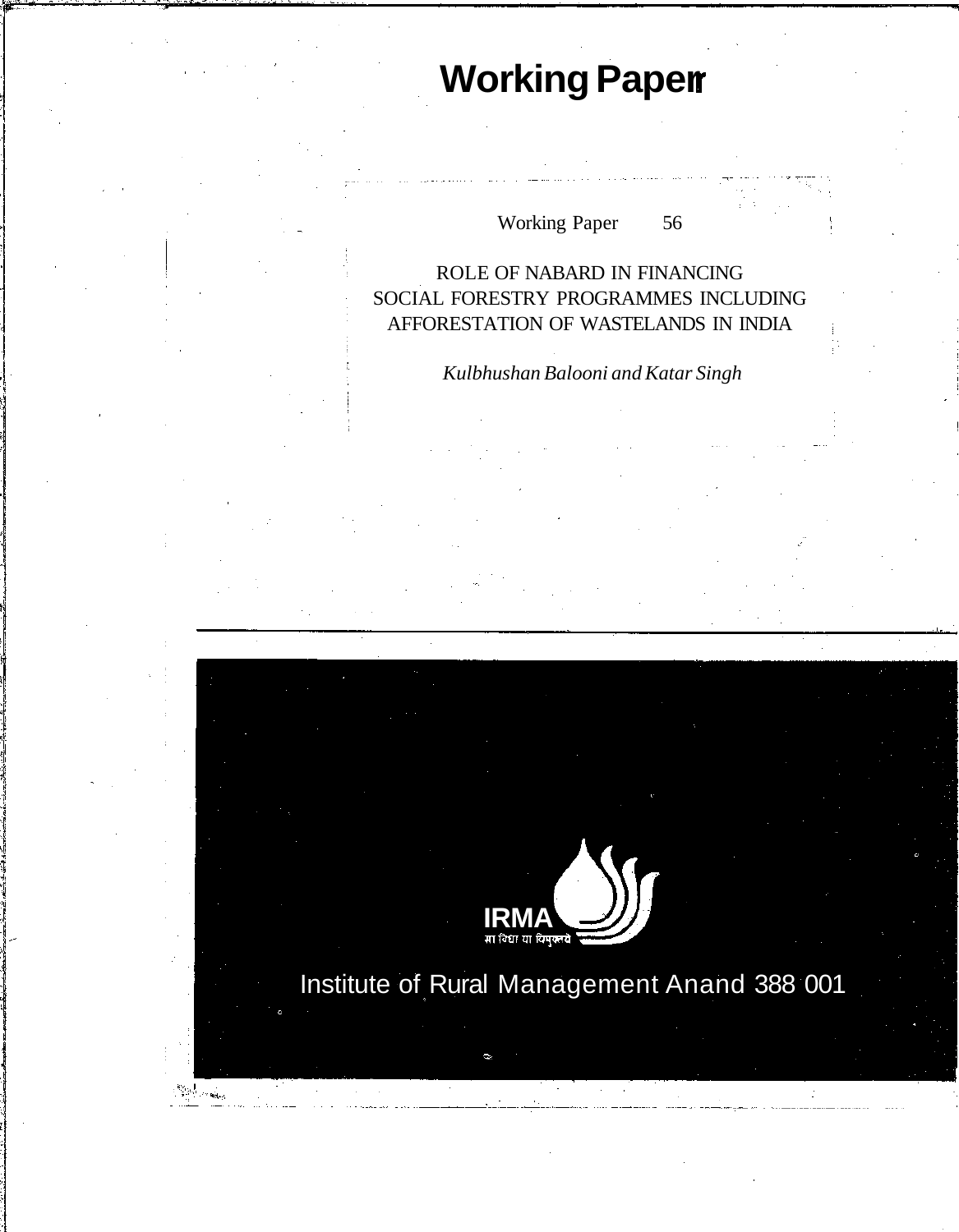# Working Paper

Working Paper 56

ROLE OF NABARD IN FINANCING
SOCIAL FORESTRY PROGRAMMES INCLUDING
AFFORESTATION OF WASTELANDS IN INDIA

*Kulbhushan Balooni and Katar Singh*

IRMA

मा विद्या या विमुक्तये

Institute of Rural Management Anand 388 001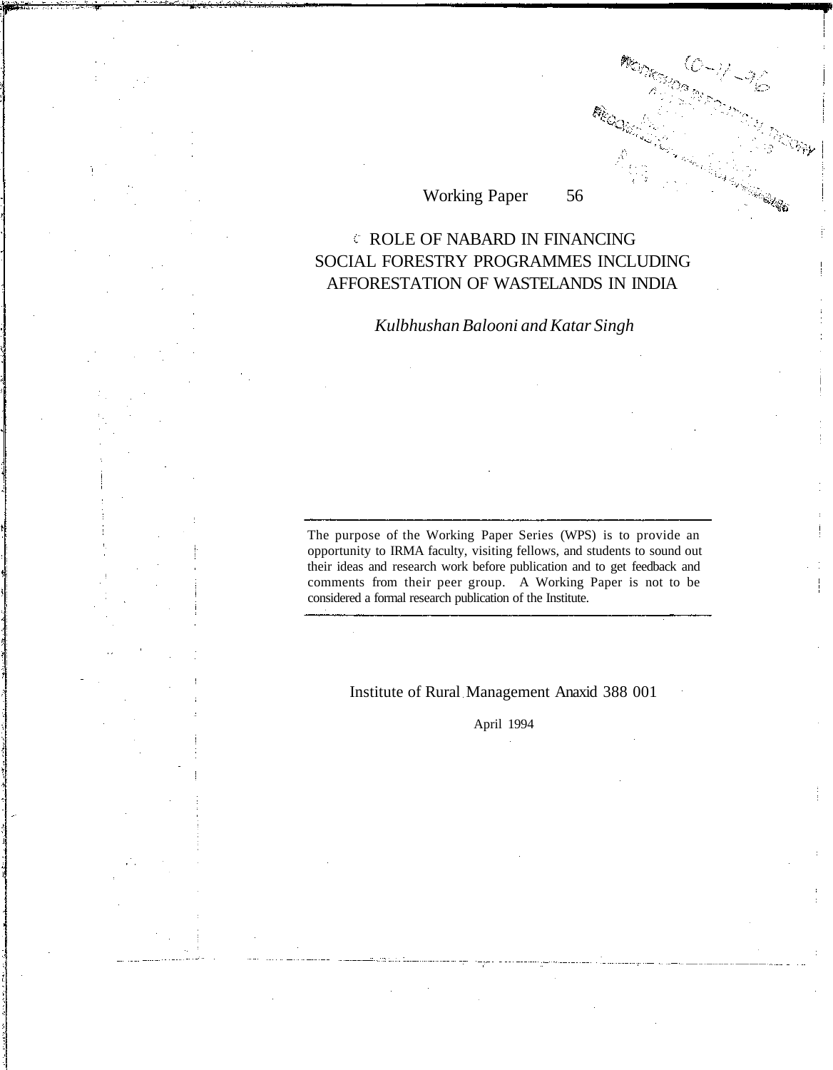Working Paper 56

# ROLE OF NABARD IN FINANCING SOCIAL FORESTRY PROGRAMMES INCLUDING AFFORESTATION OF WASTELANDS IN INDIA

*Kulbhushan Balooni and Katar Singh*

---

The purpose of the Working Paper Series (WPS) is to provide an opportunity to IRMA faculty, visiting fellows, and students to sound out their ideas and research work before publication and to get feedback and comments from their peer group. A Working Paper is not to be considered a formal research publication of the Institute.

---

Institute of Rural Management Anaxid 388 001

April 1994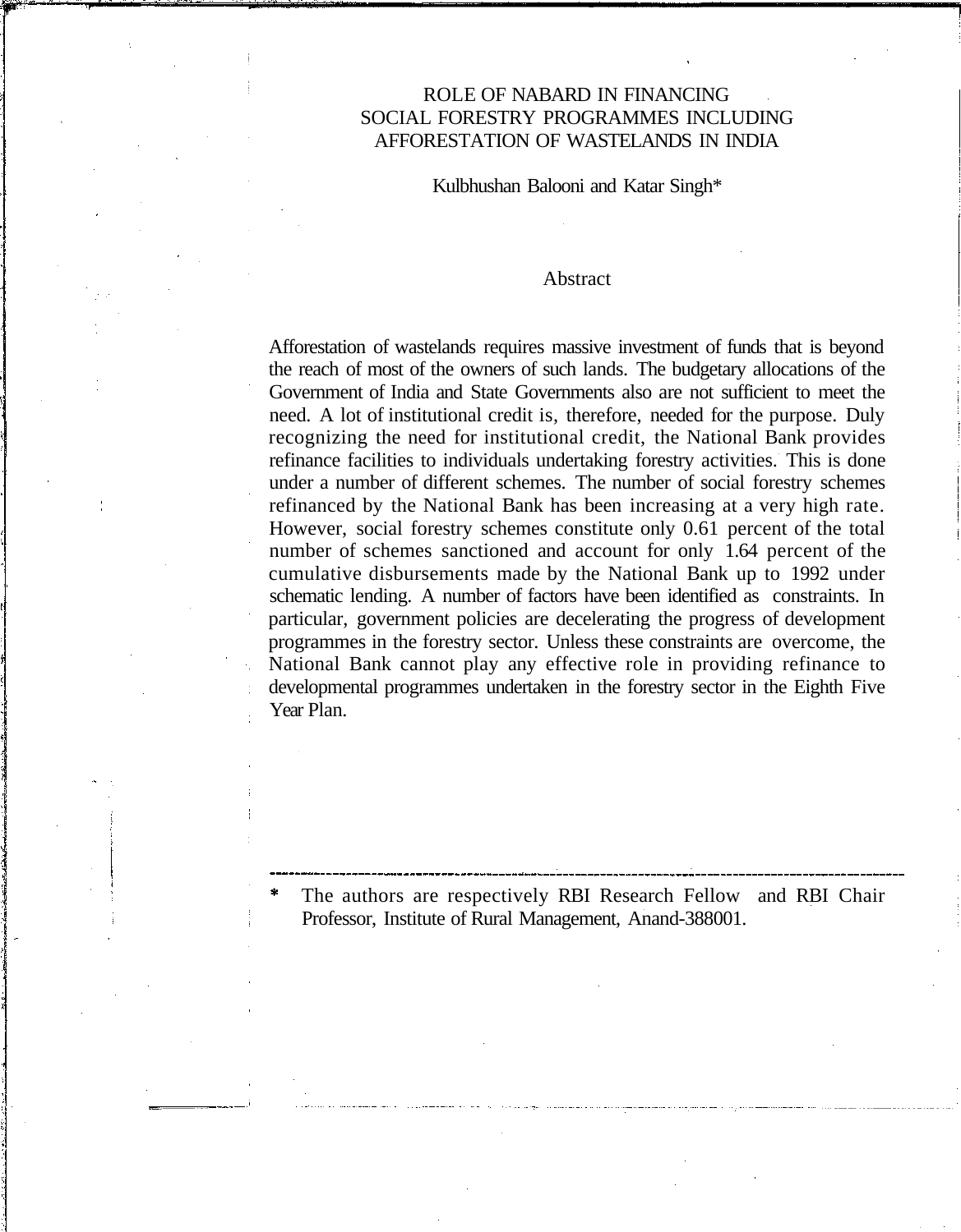# ROLE OF NABARD IN FINANCING SOCIAL FORESTRY PROGRAMMES INCLUDING AFFORESTATION OF WASTELANDS IN INDIA

Kulbhushan Balooni and Katar Singh*

## Abstract

Afforestation of wastelands requires massive investment of funds that is beyond the reach of most of the owners of such lands. The budgetary allocations of the Government of India and State Governments also are not sufficient to meet the need. A lot of institutional credit is, therefore, needed for the purpose. Duly recognizing the need for institutional credit, the National Bank provides refinance facilities to individuals undertaking forestry activities. This is done under a number of different schemes. The number of social forestry schemes refinanced by the National Bank has been increasing at a very high rate. However, social forestry schemes constitute only 0.61 percent of the total number of schemes sanctioned and account for only 1.64 percent of the cumulative disbursements made by the National Bank up to 1992 under schematic lending. A number of factors have been identified as constraints. In particular, government policies are decelerating the progress of development programmes in the forestry sector. Unless these constraints are overcome, the National Bank cannot play any effective role in providing refinance to developmental programmes undertaken in the forestry sector in the Eighth Five Year Plan.

---

\* The authors are respectively RBI Research Fellow and RBI Chair Professor, Institute of Rural Management, Anand-388001.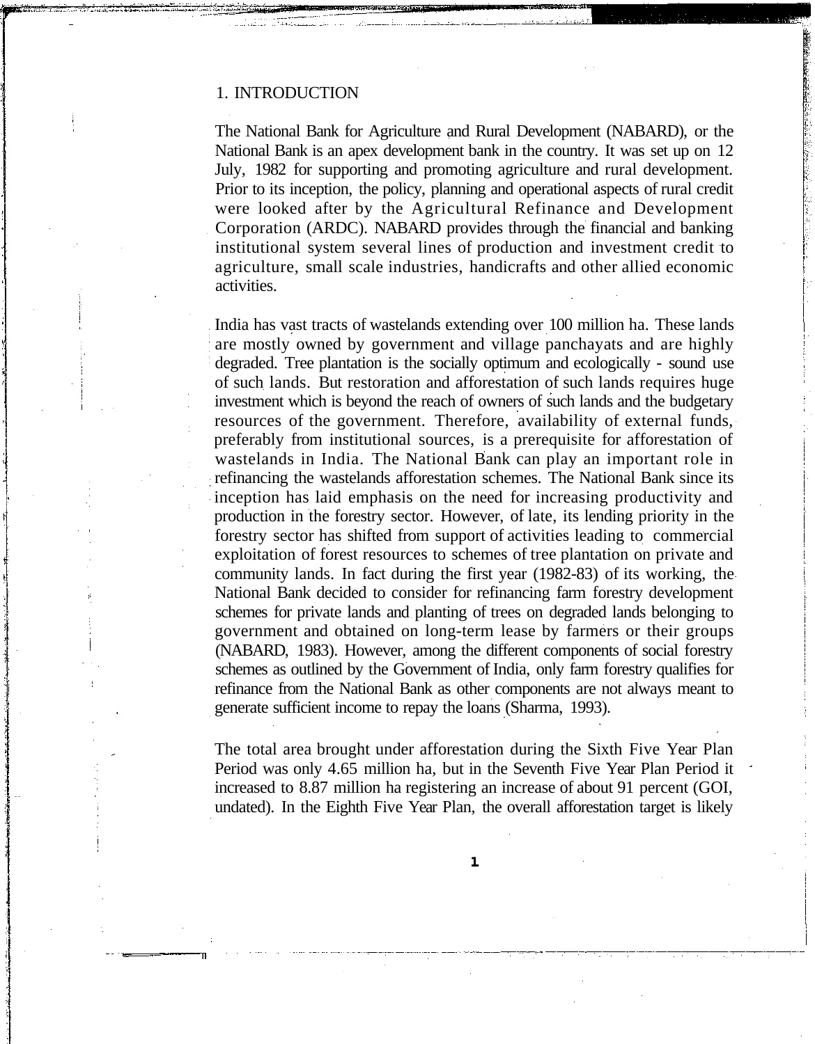# 1. INTRODUCTION

The National Bank for Agriculture and Rural Development (NABARD), or the National Bank is an apex development bank in the country. It was set up on 12 July, 1982 for supporting and promoting agriculture and rural development. Prior to its inception, the policy, planning and operational aspects of rural credit were looked after by the Agricultural Refinance and Development Corporation (ARDC). NABARD provides through the financial and banking institutional system several lines of production and investment credit to agriculture, small scale industries, handicrafts and other allied economic activities.

India has vast tracts of wastelands extending over 100 million ha. These lands are mostly owned by government and village panchayats and are highly degraded. Tree plantation is the socially optimum and ecologically - sound use of such lands. But restoration and afforestation of such lands requires huge investment which is beyond the reach of owners of such lands and the budgetary resources of the government. Therefore, availability of external funds, preferably from institutional sources, is a prerequisite for afforestation of wastelands in India. The National Bank can play an important role in refinancing the wastelands afforestation schemes. The National Bank since its inception has laid emphasis on the need for increasing productivity and production in the forestry sector. However, of late, its lending priority in the forestry sector has shifted from support of activities leading to commercial exploitation of forest resources to schemes of tree plantation on private and community lands. In fact during the first year (1982-83) of its working, the National Bank decided to consider for refinancing farm forestry development schemes for private lands and planting of trees on degraded lands belonging to government and obtained on long-term lease by farmers or their groups (NABARD, 1983). However, among the different components of social forestry schemes as outlined by the Government of India, only farm forestry qualifies for refinance from the National Bank as other components are not always meant to generate sufficient income to repay the loans (Sharma, 1993).

The total area brought under afforestation during the Sixth Five Year Plan Period was only 4.65 million ha, but in the Seventh Five Year Plan Period it increased to 8.87 million ha registering an increase of about 91 percent (GOI, undated). In the Eighth Five Year Plan, the overall afforestation target is likely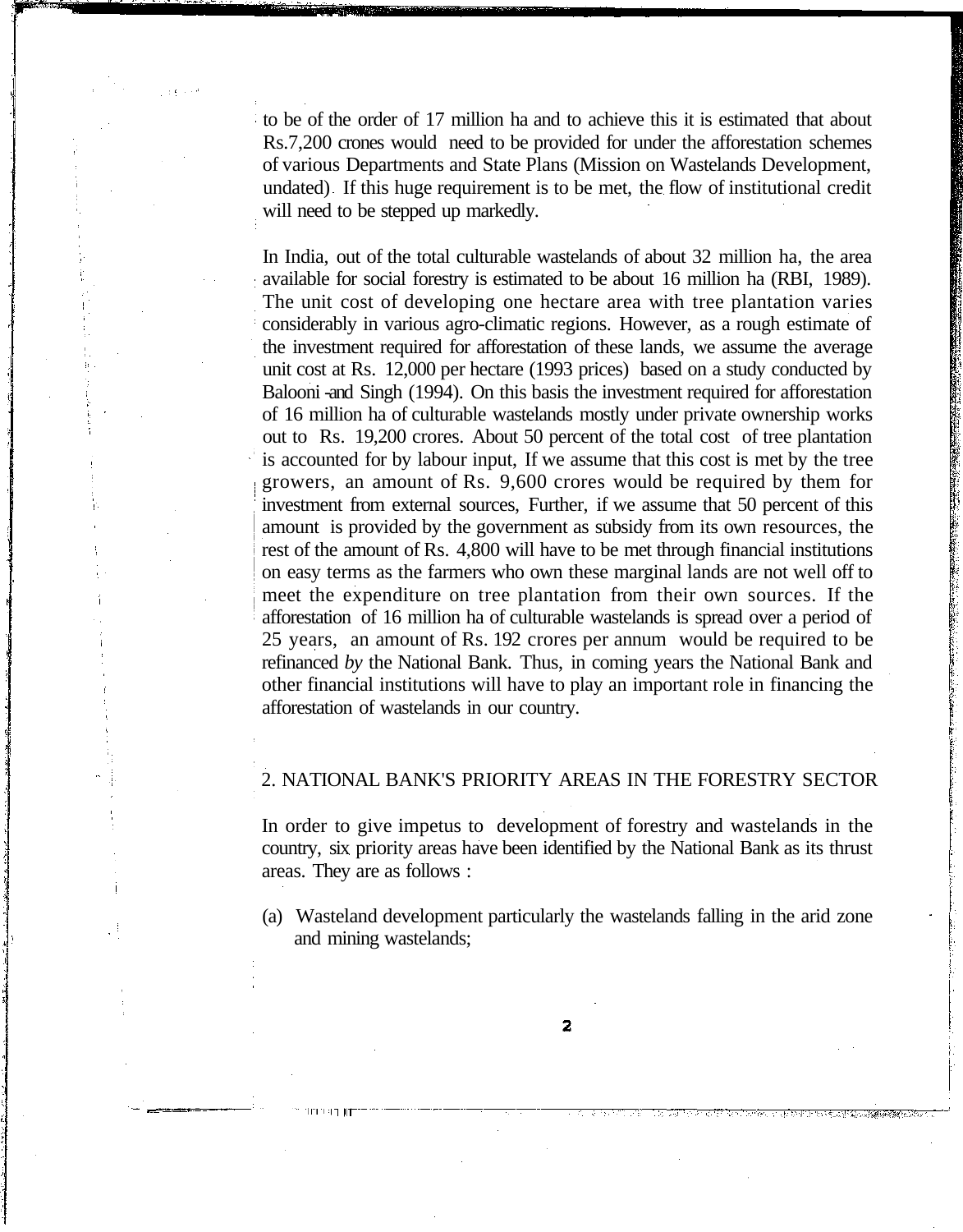to be of the order of 17 million ha and to achieve this it is estimated that about Rs.7,200 crones would need to be provided for under the afforestation schemes of various Departments and State Plans (Mission on Wastelands Development, undated). If this huge requirement is to be met, the flow of institutional credit will need to be stepped up markedly.

In India, out of the total culturable wastelands of about 32 million ha, the area available for social forestry is estimated to be about 16 million ha (RBI, 1989). The unit cost of developing one hectare area with tree plantation varies considerably in various agro-climatic regions. However, as a rough estimate of the investment required for afforestation of these lands, we assume the average unit cost at Rs. 12,000 per hectare (1993 prices) based on a study conducted by Balooni -and Singh (1994). On this basis the investment required for afforestation of 16 million ha of culturable wastelands mostly under private ownership works out to Rs. 19,200 crores. About 50 percent of the total cost of tree plantation is accounted for by labour input, If we assume that this cost is met by the tree growers, an amount of Rs. 9,600 crores would be required by them for investment from external sources, Further, if we assume that 50 percent of this amount is provided by the government as subsidy from its own resources, the rest of the amount of Rs. 4,800 will have to be met through financial institutions on easy terms as the farmers who own these marginal lands are not well off to meet the expenditure on tree plantation from their own sources. If the afforestation of 16 million ha of culturable wastelands is spread over a period of 25 years, an amount of Rs. 192 crores per annum would be required to be refinanced *by* the National Bank. Thus, in coming years the National Bank and other financial institutions will have to play an important role in financing the afforestation of wastelands in our country.

## 2. NATIONAL BANK'S PRIORITY AREAS IN THE FORESTRY SECTOR

In order to give impetus to development of forestry and wastelands in the country, six priority areas have been identified by the National Bank as its thrust areas. They are as follows :

(a) Wasteland development particularly the wastelands falling in the arid zone and mining wastelands;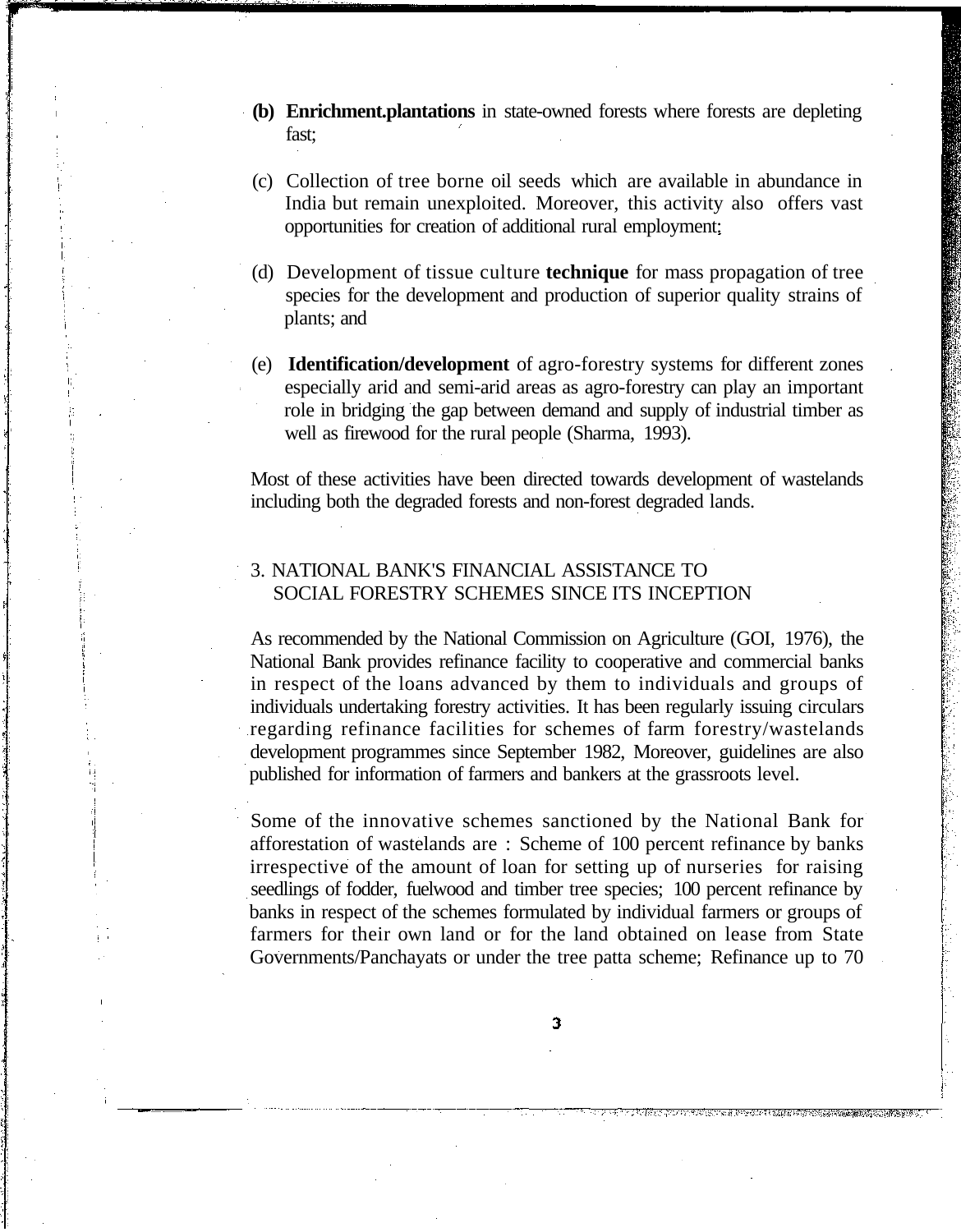(b) **Enrichment.plantations** in state-owned forests where forests are depleting fast;

(c) Collection of tree borne oil seeds which are available in abundance in India but remain unexploited. Moreover, this activity also offers vast opportunities for creation of additional rural employment;

(d) Development of tissue culture **technique** for mass propagation of tree species for the development and production of superior quality strains of plants; and

(e) **Identification/development** of agro-forestry systems for different zones especially arid and semi-arid areas as agro-forestry can play an important role in bridging the gap between demand and supply of industrial timber as well as firewood for the rural people (Sharma, 1993).

Most of these activities have been directed towards development of wastelands including both the degraded forests and non-forest degraded lands.

## 3. NATIONAL BANK'S FINANCIAL ASSISTANCE TO SOCIAL FORESTRY SCHEMES SINCE ITS INCEPTION

As recommended by the National Commission on Agriculture (GOI, 1976), the National Bank provides refinance facility to cooperative and commercial banks in respect of the loans advanced by them to individuals and groups of individuals undertaking forestry activities. It has been regularly issuing circulars regarding refinance facilities for schemes of farm forestry/wastelands development programmes since September 1982, Moreover, guidelines are also published for information of farmers and bankers at the grassroots level.

Some of the innovative schemes sanctioned by the National Bank for afforestation of wastelands are : Scheme of 100 percent refinance by banks irrespective of the amount of loan for setting up of nurseries for raising seedlings of fodder, fuelwood and timber tree species; 100 percent refinance by banks in respect of the schemes formulated by individual farmers or groups of farmers for their own land or for the land obtained on lease from State Governments/Panchayats or under the tree patta scheme; Refinance up to 70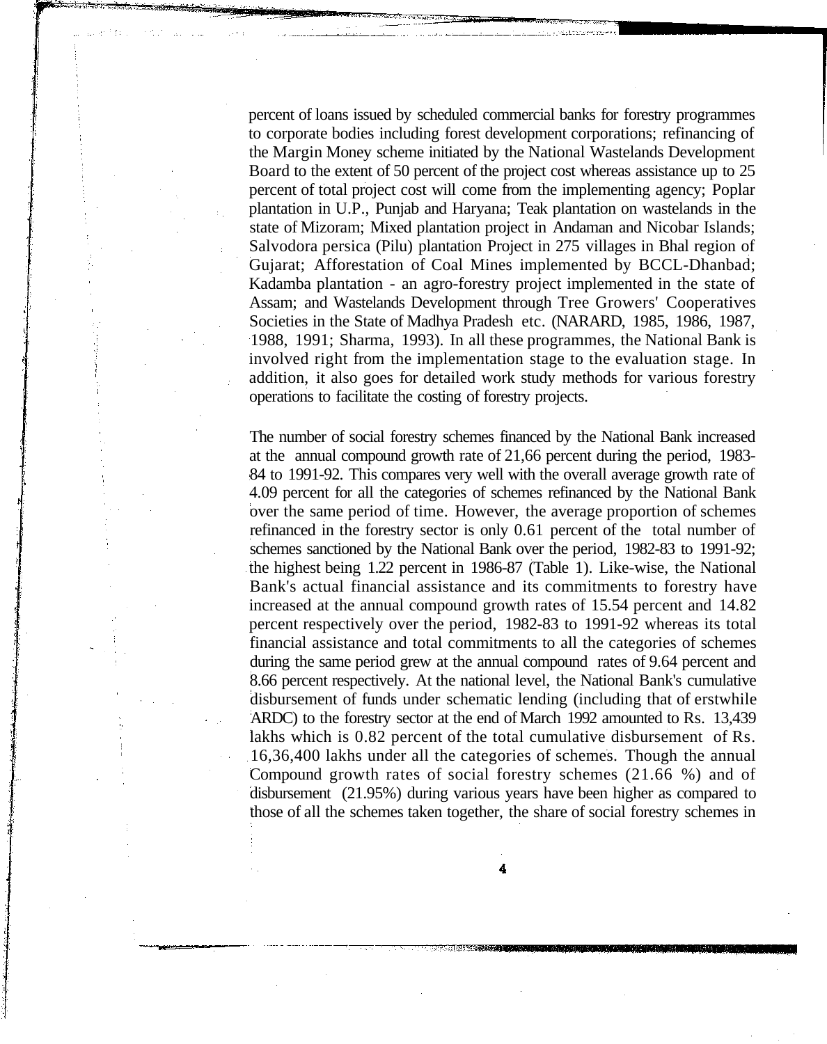percent of loans issued by scheduled commercial banks for forestry programmes to corporate bodies including forest development corporations; refinancing of the Margin Money scheme initiated by the National Wastelands Development Board to the extent of 50 percent of the project cost whereas assistance up to 25 percent of total project cost will come from the implementing agency; Poplar plantation in U.P., Punjab and Haryana; Teak plantation on wastelands in the state of Mizoram; Mixed plantation project in Andaman and Nicobar Islands; Salvodora persica (Pilu) plantation Project in 275 villages in Bhal region of Gujarat; Afforestation of Coal Mines implemented by BCCL-Dhanbad; Kadamba plantation - an agro-forestry project implemented in the state of Assam; and Wastelands Development through Tree Growers' Cooperatives Societies in the State of Madhya Pradesh etc. (NARARD, 1985, 1986, 1987, 1988, 1991; Sharma, 1993). In all these programmes, the National Bank is involved right from the implementation stage to the evaluation stage. In addition, it also goes for detailed work study methods for various forestry operations to facilitate the costing of forestry projects.

The number of social forestry schemes financed by the National Bank increased at the annual compound growth rate of 21,66 percent during the period, 1983-84 to 1991-92. This compares very well with the overall average growth rate of 4.09 percent for all the categories of schemes refinanced by the National Bank over the same period of time. However, the average proportion of schemes refinanced in the forestry sector is only 0.61 percent of the total number of schemes sanctioned by the National Bank over the period, 1982-83 to 1991-92; the highest being 1.22 percent in 1986-87 (Table 1). Like-wise, the National Bank's actual financial assistance and its commitments to forestry have increased at the annual compound growth rates of 15.54 percent and 14.82 percent respectively over the period, 1982-83 to 1991-92 whereas its total financial assistance and total commitments to all the categories of schemes during the same period grew at the annual compound rates of 9.64 percent and 8.66 percent respectively. At the national level, the National Bank's cumulative disbursement of funds under schematic lending (including that of erstwhile ARDC) to the forestry sector at the end of March 1992 amounted to Rs. 13,439 lakhs which is 0.82 percent of the total cumulative disbursement of Rs. 16,36,400 lakhs under all the categories of schemes. Though the annual Compound growth rates of social forestry schemes (21.66 %) and of disbursement (21.95%) during various years have been higher as compared to those of all the schemes taken together, the share of social forestry schemes in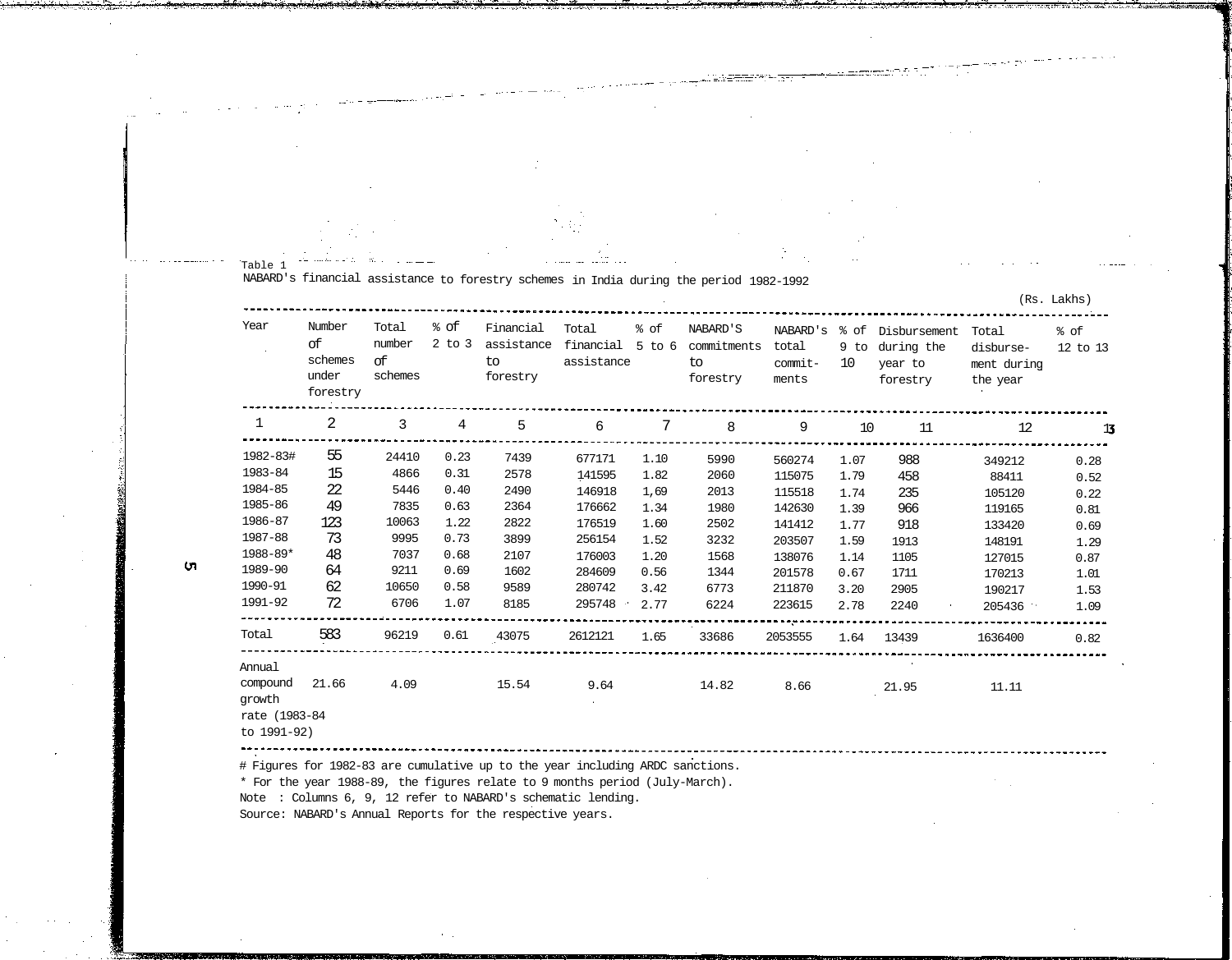Table 1
NABARD's financial assistance to forestry schemes in India during the period 1982-1992

(Rs. Lakhs)

| Year | Number of schemes under forestry | Total number of schemes | % of 2 to 3 | Financial assistance to forestry | Total financial assistance | % of 5 to 6 | NABARD'S commitments to forestry | NABARD's total commit-ments | % of 9 to 10 | Disbursement during the year to forestry | Total disburse-ment during the year | % of 12 to 13 |
|---|---|---|---|---|---|---|---|---|---|---|---|---|
| 1 | 2 | 3 | 4 | 5 | 6 | 7 | 8 | 9 | 10 | 11 | 12 | 13 |
| 1982-83# | 55 | 24410 | 0.23 | 7439 | 677171 | 1.10 | 5990 | 560274 | 1.07 | 988 | 349212 | 0.28 |
| 1983-84 | 15 | 4866 | 0.31 | 2578 | 141595 | 1.82 | 2060 | 115075 | 1.79 | 458 | 88411 | 0.52 |
| 1984-85 | 22 | 5446 | 0.40 | 2490 | 146918 | 1,69 | 2013 | 115518 | 1.74 | 235 | 105120 | 0.22 |
| 1985-86 | 49 | 7835 | 0.63 | 2364 | 176662 | 1.34 | 1980 | 142630 | 1.39 | 966 | 119165 | 0.81 |
| 1986-87 | 123 | 10063 | 1.22 | 2822 | 176519 | 1.60 | 2502 | 141412 | 1.77 | 918 | 133420 | 0.69 |
| 1987-88 | 73 | 9995 | 0.73 | 3899 | 256154 | 1.52 | 3232 | 203507 | 1.59 | 1913 | 148191 | 1.29 |
| 1988-89* | 48 | 7037 | 0.68 | 2107 | 176003 | 1.20 | 1568 | 138076 | 1.14 | 1105 | 127015 | 0.87 |
| 1989-90 | 64 | 9211 | 0.69 | 1602 | 284609 | 0.56 | 1344 | 201578 | 0.67 | 1711 | 170213 | 1.01 |
| 1990-91 | 62 | 10650 | 0.58 | 9589 | 280742 | 3.42 | 6773 | 211870 | 3.20 | 2905 | 190217 | 1.53 |
| 1991-92 | 72 | 6706 | 1.07 | 8185 | 295748 | 2.77 | 6224 | 223615 | 2.78 | 2240 | 205436 | 1.09 |
| Total | 583 | 96219 | 0.61 | 43075 | 2612121 | 1.65 | 33686 | 2053555 | 1.64 | 13439 | 1636400 | 0.82 |
| Annual compound growth rate (1983-84 to 1991-92) | 21.66 | 4.09 | | 15.54 | 9.64 | | 14.82 | 8.66 | | 21.95 | 11.11 | |

# Figures for 1982-83 are cumulative up to the year including ARDC sanctions.
* For the year 1988-89, the figures relate to 9 months period (July-March).
Note : Columns 6, 9, 12 refer to NABARD's schematic lending.
Source: NABARD's Annual Reports for the respective years.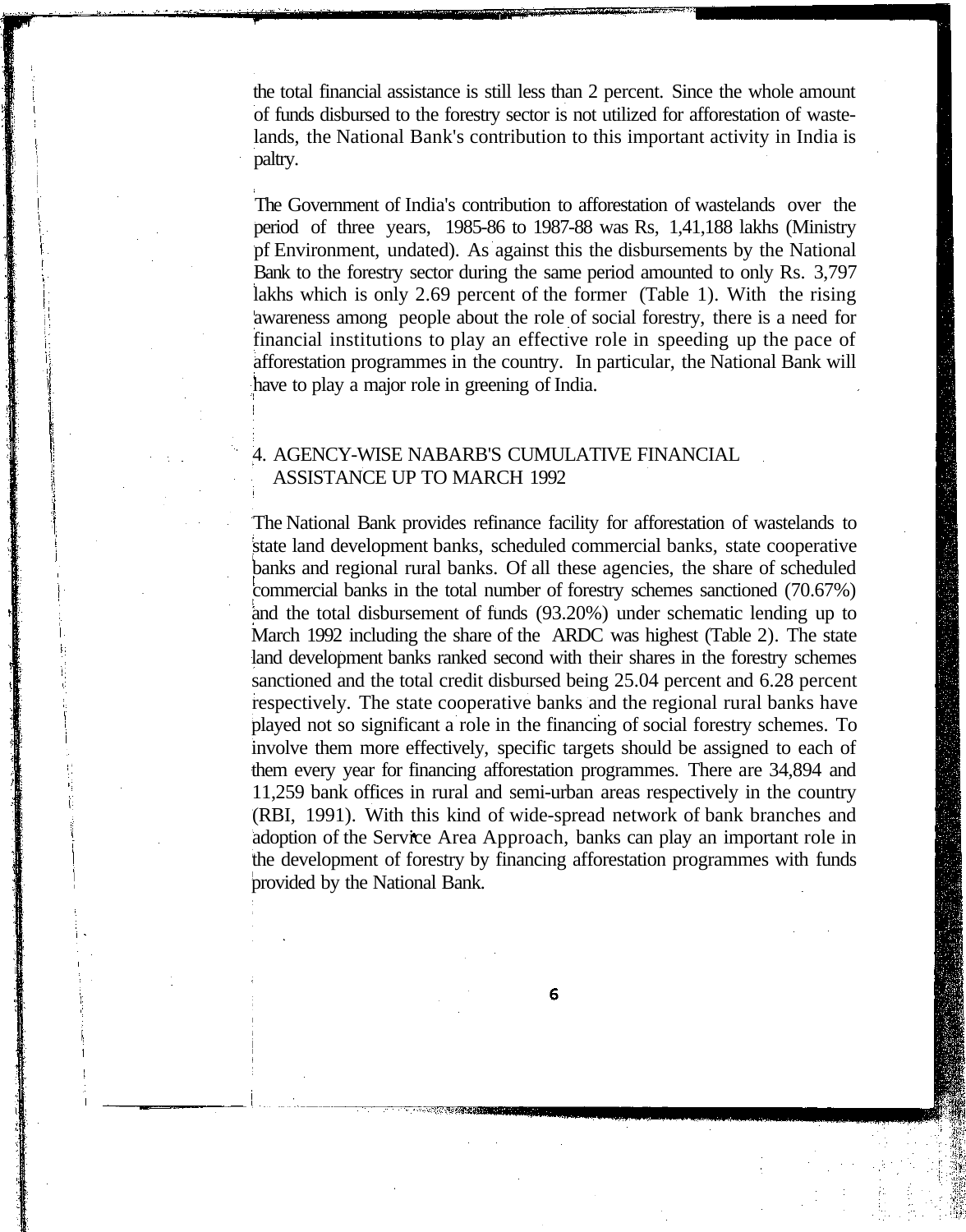the total financial assistance is still less than 2 percent. Since the whole amount of funds disbursed to the forestry sector is not utilized for afforestation of wastelands, the National Bank's contribution to this important activity in India is paltry.

The Government of India's contribution to afforestation of wastelands over the period of three years, 1985-86 to 1987-88 was Rs, 1,41,188 lakhs (Ministry pf Environment, undated). As against this the disbursements by the National Bank to the forestry sector during the same period amounted to only Rs. 3,797 lakhs which is only 2.69 percent of the former (Table 1). With the rising awareness among people about the role of social forestry, there is a need for financial institutions to play an effective role in speeding up the pace of afforestation programmes in the country. In particular, the National Bank will have to play a major role in greening of India.

## 4. AGENCY-WISE NABARB'S CUMULATIVE FINANCIAL ASSISTANCE UP TO MARCH 1992

The National Bank provides refinance facility for afforestation of wastelands to state land development banks, scheduled commercial banks, state cooperative banks and regional rural banks. Of all these agencies, the share of scheduled commercial banks in the total number of forestry schemes sanctioned (70.67%) and the total disbursement of funds (93.20%) under schematic lending up to March 1992 including the share of the ARDC was highest (Table 2). The state land development banks ranked second with their shares in the forestry schemes sanctioned and the total credit disbursed being 25.04 percent and 6.28 percent respectively. The state cooperative banks and the regional rural banks have played not so significant a role in the financing of social forestry schemes. To involve them more effectively, specific targets should be assigned to each of them every year for financing afforestation programmes. There are 34,894 and 11,259 bank offices in rural and semi-urban areas respectively in the country (RBI, 1991). With this kind of wide-spread network of bank branches and adoption of the Service Area Approach, banks can play an important role in the development of forestry by financing afforestation programmes with funds provided by the National Bank.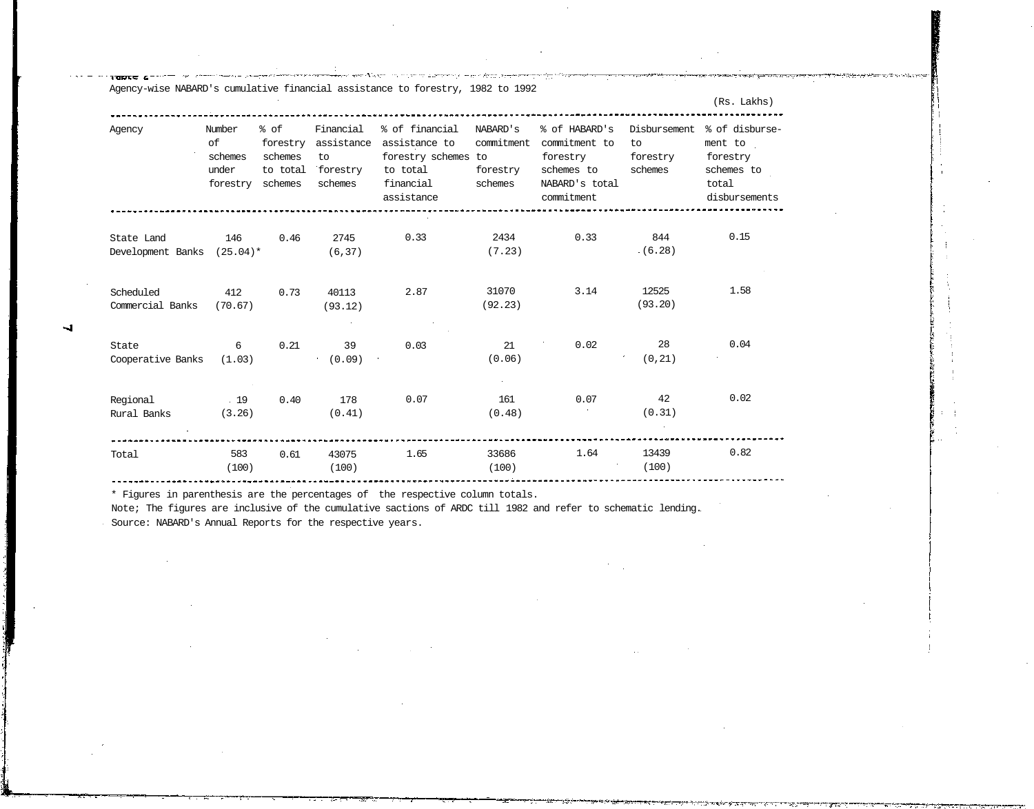Table 2

Agency-wise NABARD's cumulative financial assistance to forestry, 1982 to 1992

(Rs. Lakhs)

| Agency | Number of schemes under forestry | % of forestry schemes to total schemes | Financial assistance to forestry schemes | % of financial assistance to forestry schemes to total financial assistance | NABARD's commitment to forestry schemes | % of HABARD's commitment to forestry schemes to NABARD's total commitment | Disbursement to forestry schemes | % of disbursement to forestry schemes to total disbursements |
|---|---|---|---|---|---|---|---|---|
| State Land Development Banks | 146 (25.04)* | 0.46 | 2745 (6,37) | 0.33 | 2434 (7.23) | 0.33 | 844 (6.28) | 0.15 |
| Scheduled Commercial Banks | 412 (70.67) | 0.73 | 40113 (93.12) | 2.87 | 31070 (92.23) | 3.14 | 12525 (93.20) | 1.58 |
| State Cooperative Banks | 6 (1.03) | 0.21 | 39 (0.09) | 0.03 | 21 (0.06) | 0.02 | 28 (0,21) | 0.04 |
| Regional Rural Banks | 19 (3.26) | 0.40 | 178 (0.41) | 0.07 | 161 (0.48) | 0.07 | 42 (0.31) | 0.02 |
| Total | 583 (100) | 0.61 | 43075 (100) | 1.65 | 33686 (100) | 1.64 | 13439 (100) | 0.82 |

* Figures in parenthesis are the percentages of the respective column totals.

Note; The figures are inclusive of the cumulative sactions of ARDC till 1982 and refer to schematic lending.

Source: NABARD's Annual Reports for the respective years.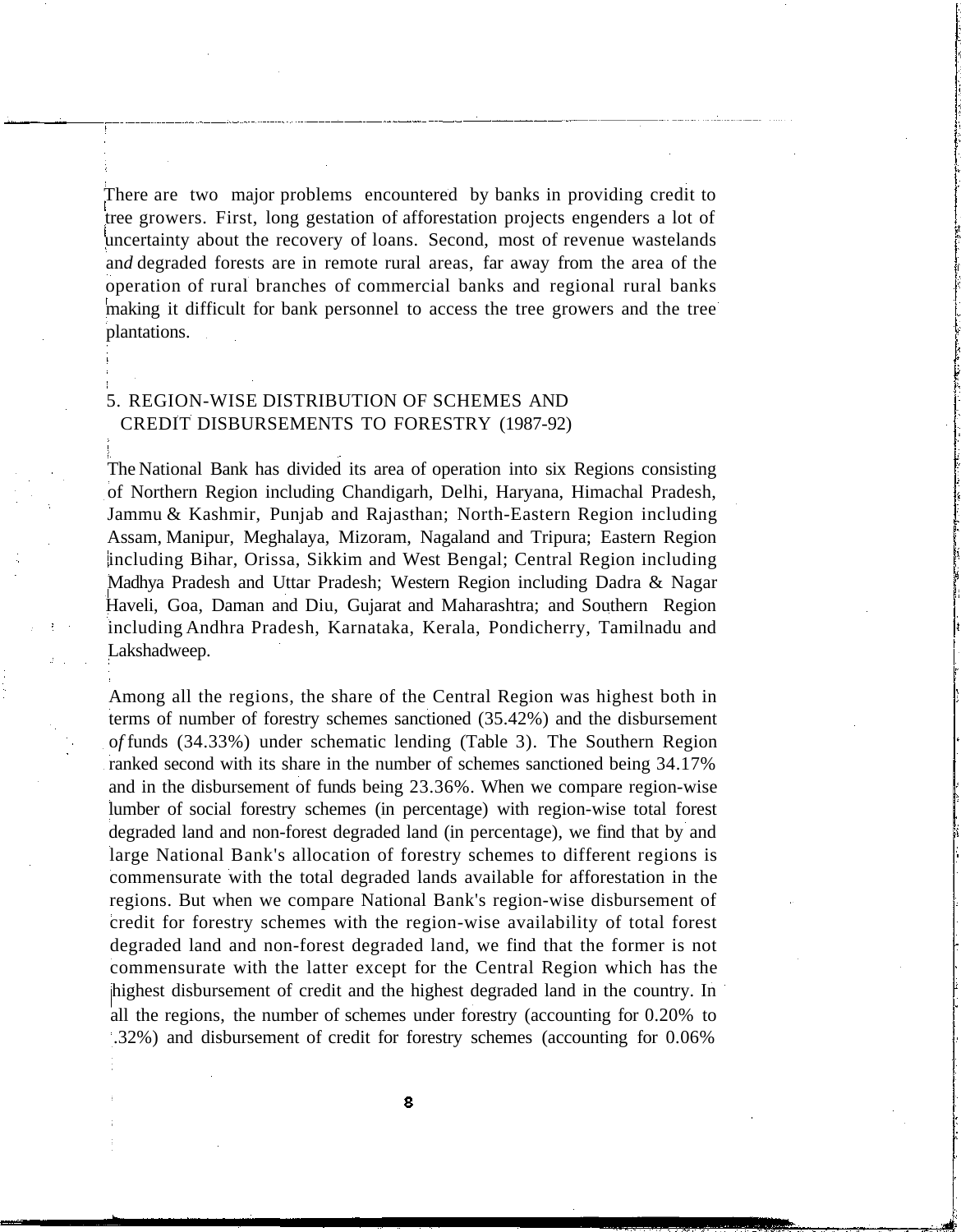There are two major problems encountered by banks in providing credit to tree growers. First, long gestation of afforestation projects engenders a lot of uncertainty about the recovery of loans. Second, most of revenue wastelands and degraded forests are in remote rural areas, far away from the area of the operation of rural branches of commercial banks and regional rural banks making it difficult for bank personnel to access the tree growers and the tree plantations.

## 5. REGION-WISE DISTRIBUTION OF SCHEMES AND CREDIT DISBURSEMENTS TO FORESTRY (1987-92)

The National Bank has divided its area of operation into six Regions consisting of Northern Region including Chandigarh, Delhi, Haryana, Himachal Pradesh, Jammu & Kashmir, Punjab and Rajasthan; North-Eastern Region including Assam, Manipur, Meghalaya, Mizoram, Nagaland and Tripura; Eastern Region including Bihar, Orissa, Sikkim and West Bengal; Central Region including Madhya Pradesh and Uttar Pradesh; Western Region including Dadra & Nagar Haveli, Goa, Daman and Diu, Gujarat and Maharashtra; and Southern Region including Andhra Pradesh, Karnataka, Kerala, Pondicherry, Tamilnadu and Lakshadweep.

Among all the regions, the share of the Central Region was highest both in terms of number of forestry schemes sanctioned (35.42%) and the disbursement of funds (34.33%) under schematic lending (Table 3). The Southern Region ranked second with its share in the number of schemes sanctioned being 34.17% and in the disbursement of funds being 23.36%. When we compare region-wise lumber of social forestry schemes (in percentage) with region-wise total forest degraded land and non-forest degraded land (in percentage), we find that by and large National Bank's allocation of forestry schemes to different regions is commensurate with the total degraded lands available for afforestation in the regions. But when we compare National Bank's region-wise disbursement of credit for forestry schemes with the region-wise availability of total forest degraded land and non-forest degraded land, we find that the former is not commensurate with the latter except for the Central Region which has the highest disbursement of credit and the highest degraded land in the country. In all the regions, the number of schemes under forestry (accounting for 0.20% to .32%) and disbursement of credit for forestry schemes (accounting for 0.06%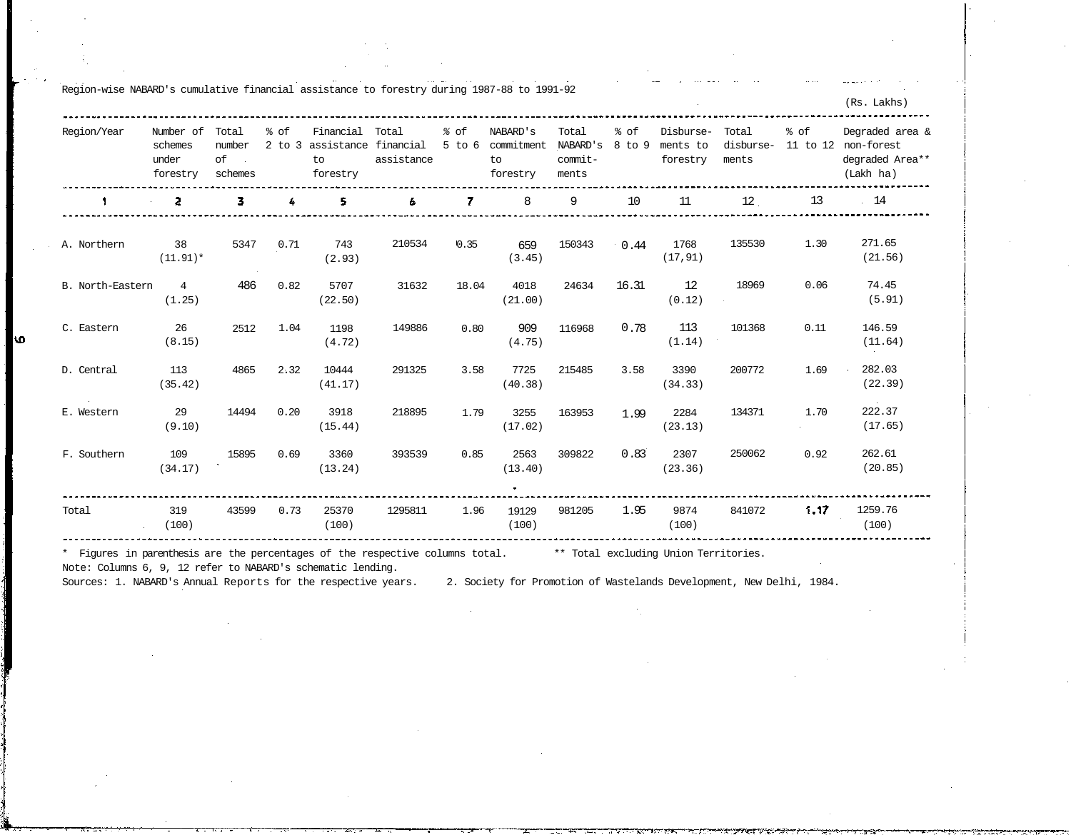Region-wise NABARD's cumulative financial assistance to forestry during 1987-88 to 1991-92

(Rs. Lakhs)

| Region/Year | Number of schemes under forestry | Total number of schemes | % of 2 to 3 | Financial assistance to forestry | Total financial assistance | % of 5 to 6 | NABARD's commitment to forestry | Total NABARD's commit-ments | % of 8 to 9 | Disburse-ments to forestry | Total disburse-ments | % of 11 to 12 | Degraded area & non-forest degraded Area** (Lakh ha) |
|---|---|---|---|---|---|---|---|---|---|---|---|---|---|
| 1 | 2 | 3 | 4 | 5 | 6 | 7 | 8 | 9 | 10 | 11 | 12 | 13 | 14 |
| A. Northern | 38 (11.91)* | 5347 | 0.71 | 743 (2.93) | 210534 | 0.35 | 659 (3.45) | 150343 | 0.44 | 1768 (17,91) | 135530 | 1.30 | 271.65 (21.56) |
| B. North-Eastern | 4 (1.25) | 486 | 0.82 | 5707 (22.50) | 31632 | 18.04 | 4018 (21.00) | 24634 | 16.31 | 12 (0.12) | 18969 | 0.06 | 74.45 (5.91) |
| C. Eastern | 26 (8.15) | 2512 | 1.04 | 1198 (4.72) | 149886 | 0.80 | 909 (4.75) | 116968 | 0.78 | 113 (1.14) | 101368 | 0.11 | 146.59 (11.64) |
| D. Central | 113 (35.42) | 4865 | 2.32 | 10444 (41.17) | 291325 | 3.58 | 7725 (40.38) | 215485 | 3.58 | 3390 (34.33) | 200772 | 1.69 | 282.03 (22.39) |
| E. Western | 29 (9.10) | 14494 | 0.20 | 3918 (15.44) | 218895 | 1.79 | 3255 (17.02) | 163953 | 1.99 | 2284 (23.13) | 134371 | 1.70 | 222.37 (17.65) |
| F. Southern | 109 (34.17) | 15895 | 0.69 | 3360 (13.24) | 393539 | 0.85 | 2563 (13.40) | 309822 | 0.83 | 2307 (23.36) | 250062 | 0.92 | 262.61 (20.85) |
| Total | 319 (100) | 43599 | 0.73 | 25370 (100) | 1295811 | 1.96 | 19129 (100) | 981205 | 1.95 | 9874 (100) | 841072 | 1.17 | 1259.76 (100) |

\* Figures in parenthesis are the percentages of the respective columns total. ** Total excluding Union Territories.

Note: Columns 6, 9, 12 refer to NABARD's schematic lending.

Sources: 1. NABARD's Annual Reports for the respective years. 2. Society for Promotion of Wastelands Development, New Delhi, 1984.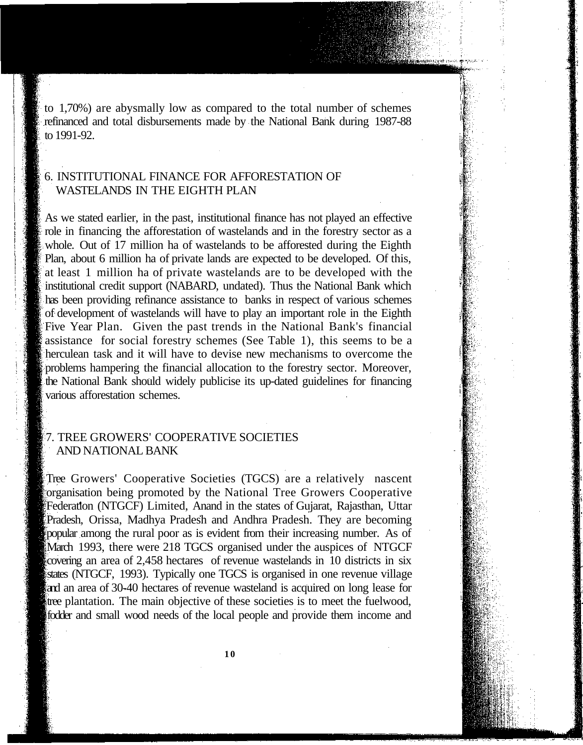to 1,70%) are abysmally low as compared to the total number of schemes refinanced and total disbursements made by the National Bank during 1987-88 to 1991-92.

## 6. INSTITUTIONAL FINANCE FOR AFFORESTATION OF WASTELANDS IN THE EIGHTH PLAN

As we stated earlier, in the past, institutional finance has not played an effective role in financing the afforestation of wastelands and in the forestry sector as a whole. Out of 17 million ha of wastelands to be afforested during the Eighth Plan, about 6 million ha of private lands are expected to be developed. Of this, at least 1 million ha of private wastelands are to be developed with the institutional credit support (NABARD, undated). Thus the National Bank which has been providing refinance assistance to banks in respect of various schemes of development of wastelands will have to play an important role in the Eighth Five Year Plan. Given the past trends in the National Bank's financial assistance for social forestry schemes (See Table 1), this seems to be a herculean task and it will have to devise new mechanisms to overcome the problems hampering the financial allocation to the forestry sector. Moreover, the National Bank should widely publicise its up-dated guidelines for financing various afforestation schemes.

## 7. TREE GROWERS' COOPERATIVE SOCIETIES AND NATIONAL BANK

Tree Growers' Cooperative Societies (TGCS) are a relatively nascent organisation being promoted by the National Tree Growers Cooperative Federation (NTGCF) Limited, Anand in the states of Gujarat, Rajasthan, Uttar Pradesh, Orissa, Madhya Pradesh and Andhra Pradesh. They are becoming popular among the rural poor as is evident from their increasing number. As of March 1993, there were 218 TGCS organised under the auspices of NTGCF covering an area of 2,458 hectares of revenue wastelands in 10 districts in six states (NTGCF, 1993). Typically one TGCS is organised in one revenue village and an area of 30-40 hectares of revenue wasteland is acquired on long lease for tree plantation. The main objective of these societies is to meet the fuelwood, fodder and small wood needs of the local people and provide them income and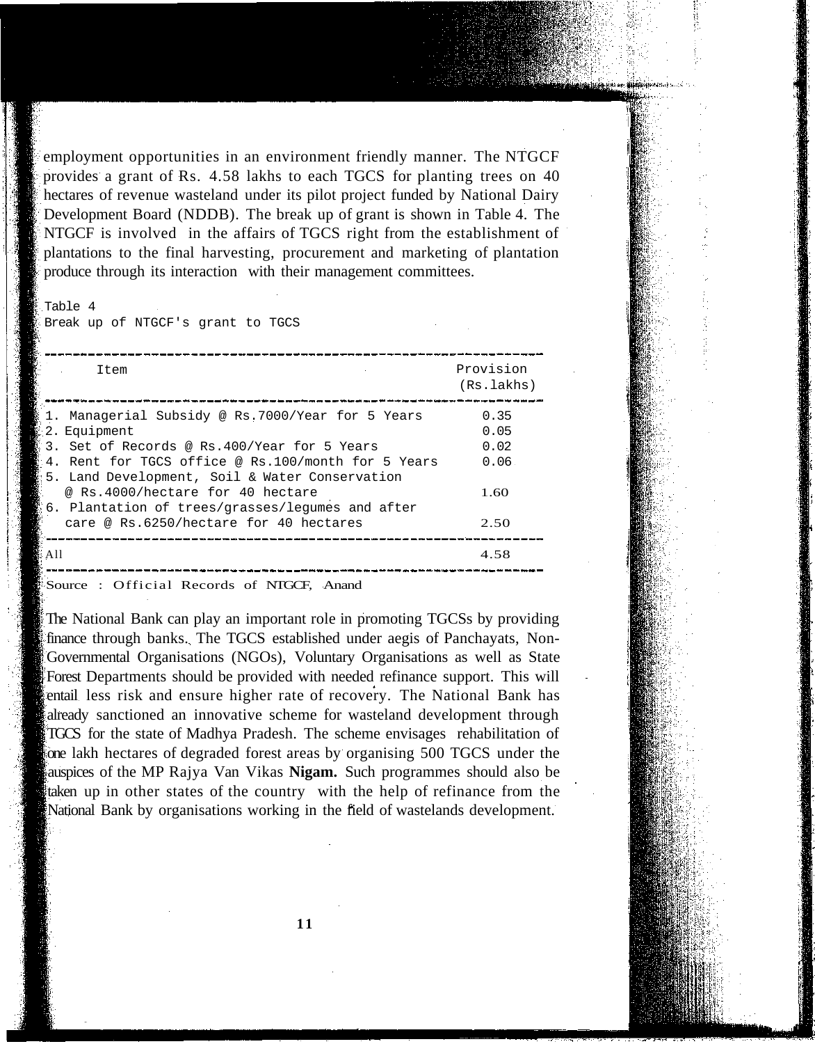employment opportunities in an environment friendly manner. The NTGCF provides a grant of Rs. 4.58 lakhs to each TGCS for planting trees on 40 hectares of revenue wasteland under its pilot project funded by National Dairy Development Board (NDDB). The break up of grant is shown in Table 4. The NTGCF is involved in the affairs of TGCS right from the establishment of plantations to the final harvesting, procurement and marketing of plantation produce through its interaction with their management committees.

Table 4
Break up of NTGCF's grant to TGCS

| Item | Provision (Rs.lakhs) |
|---|---|
| 1. Managerial Subsidy @ Rs.7000/Year for 5 Years | 0.35 |
| 2. Equipment | 0.05 |
| 3. Set of Records @ Rs.400/Year for 5 Years | 0.02 |
| 4. Rent for TGCS office @ Rs.100/month for 5 Years | 0.06 |
| 5. Land Development, Soil & Water Conservation @ Rs.4000/hectare for 40 hectare | 1.60 |
| 6. Plantation of trees/grasses/legumes and after care @ Rs.6250/hectare for 40 hectares | 2.50 |
| All | 4.58 |

Source : Official Records of NTGCF, Anand

The National Bank can play an important role in promoting TGCSs by providing finance through banks. The TGCS established under aegis of Panchayats, Non-Governmental Organisations (NGOs), Voluntary Organisations as well as State Forest Departments should be provided with needed refinance support. This will entail less risk and ensure higher rate of recovery. The National Bank has already sanctioned an innovative scheme for wasteland development through TGCS for the state of Madhya Pradesh. The scheme envisages rehabilitation of one lakh hectares of degraded forest areas by organising 500 TGCS under the auspices of the MP Rajya Van Vikas **Nigam.** Such programmes should also be taken up in other states of the country with the help of refinance from the National Bank by organisations working in the field of wastelands development.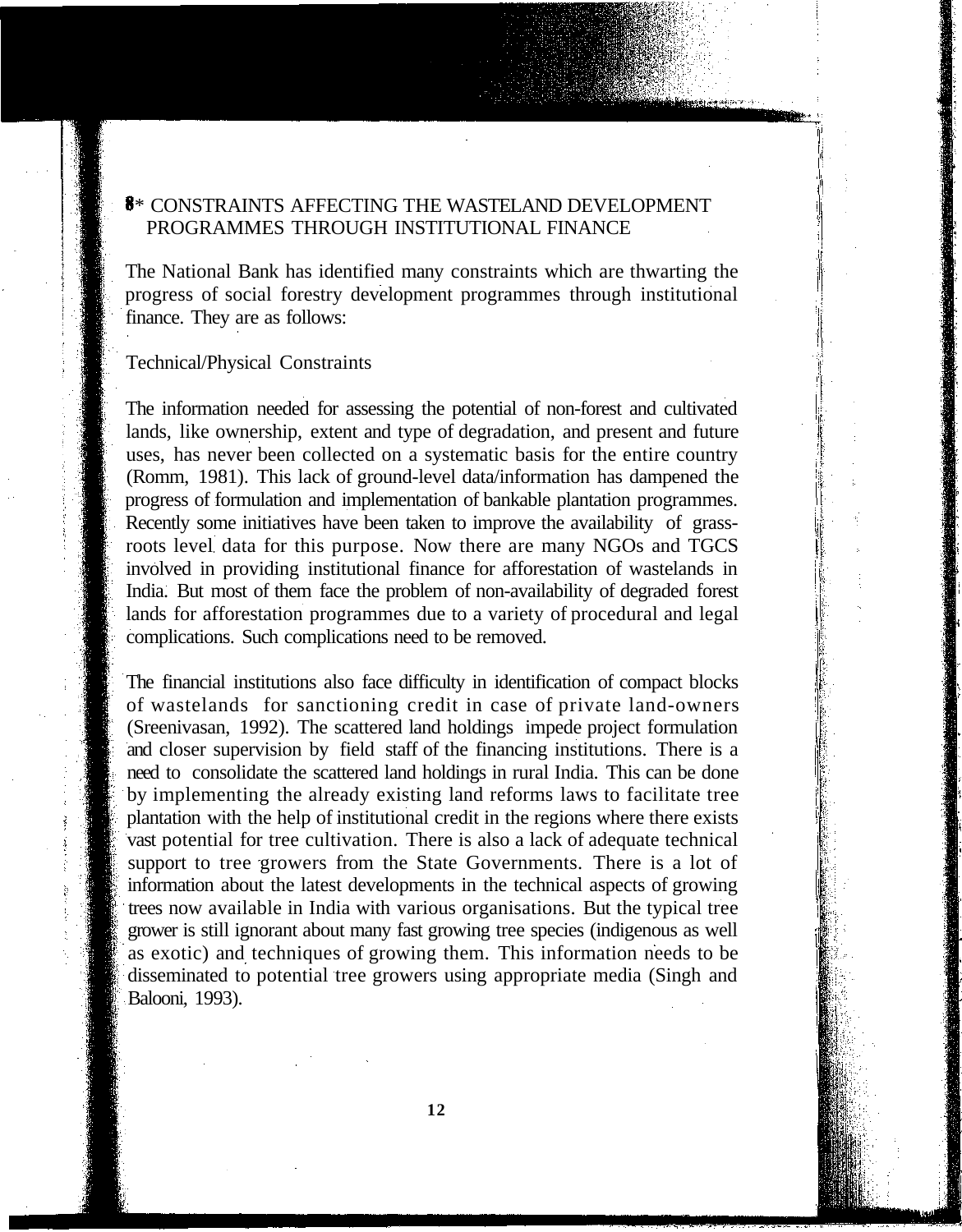## 8* CONSTRAINTS AFFECTING THE WASTELAND DEVELOPMENT PROGRAMMES THROUGH INSTITUTIONAL FINANCE

The National Bank has identified many constraints which are thwarting the progress of social forestry development programmes through institutional finance. They are as follows:

### Technical/Physical Constraints

The information needed for assessing the potential of non-forest and cultivated lands, like ownership, extent and type of degradation, and present and future uses, has never been collected on a systematic basis for the entire country (Romm, 1981). This lack of ground-level data/information has dampened the progress of formulation and implementation of bankable plantation programmes. Recently some initiatives have been taken to improve the availability of grass-roots level data for this purpose. Now there are many NGOs and TGCS involved in providing institutional finance for afforestation of wastelands in India. But most of them face the problem of non-availability of degraded forest lands for afforestation programmes due to a variety of procedural and legal complications. Such complications need to be removed.

The financial institutions also face difficulty in identification of compact blocks of wastelands for sanctioning credit in case of private land-owners (Sreenivasan, 1992). The scattered land holdings impede project formulation and closer supervision by field staff of the financing institutions. There is a need to consolidate the scattered land holdings in rural India. This can be done by implementing the already existing land reforms laws to facilitate tree plantation with the help of institutional credit in the regions where there exists vast potential for tree cultivation. There is also a lack of adequate technical support to tree growers from the State Governments. There is a lot of information about the latest developments in the technical aspects of growing trees now available in India with various organisations. But the typical tree grower is still ignorant about many fast growing tree species (indigenous as well as exotic) and techniques of growing them. This information needs to be disseminated to potential tree growers using appropriate media (Singh and Balooni, 1993).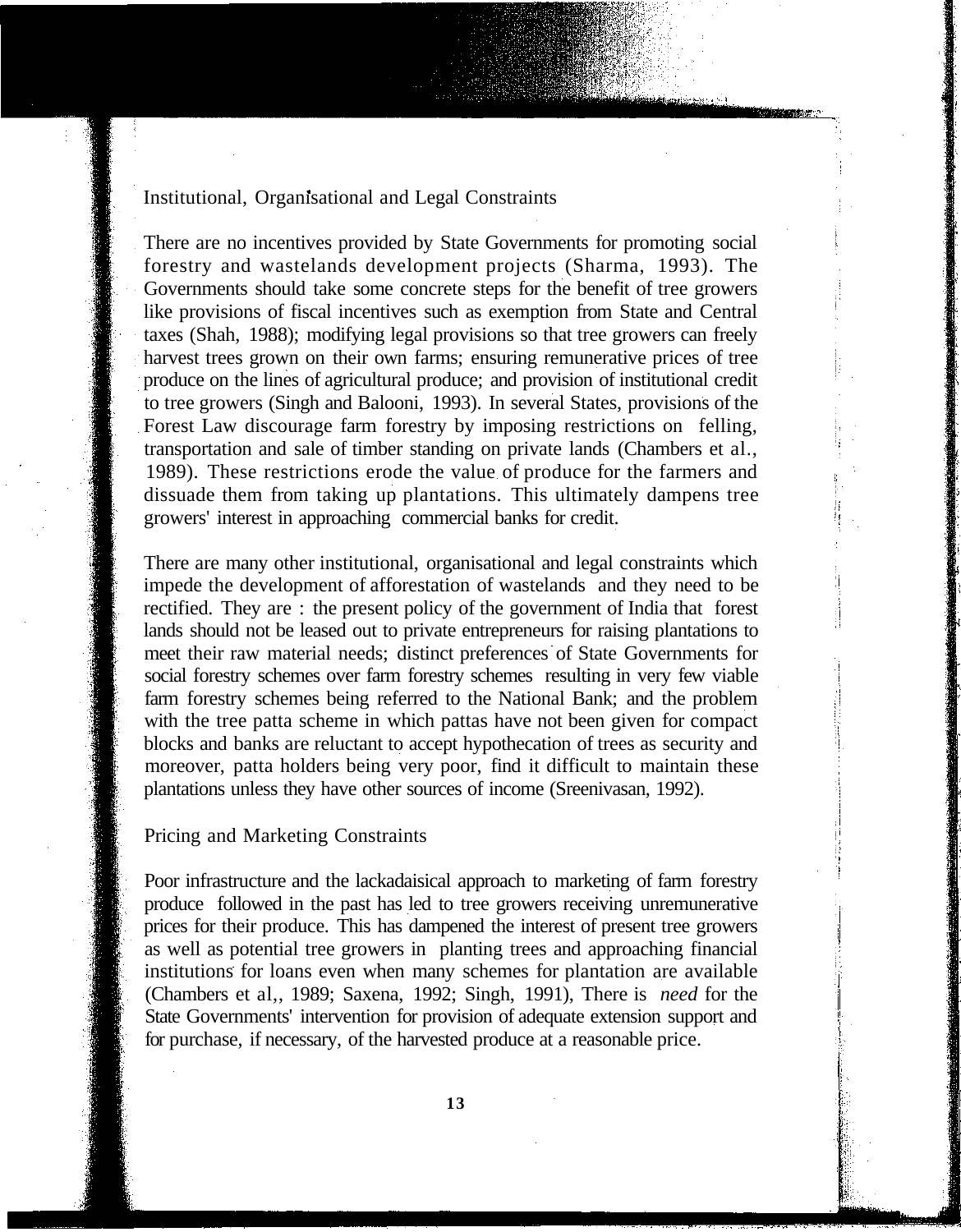## Institutional, Organisational and Legal Constraints

There are no incentives provided by State Governments for promoting social forestry and wastelands development projects (Sharma, 1993). The Governments should take some concrete steps for the benefit of tree growers like provisions of fiscal incentives such as exemption from State and Central taxes (Shah, 1988); modifying legal provisions so that tree growers can freely harvest trees grown on their own farms; ensuring remunerative prices of tree produce on the lines of agricultural produce; and provision of institutional credit to tree growers (Singh and Balooni, 1993). In several States, provisions of the Forest Law discourage farm forestry by imposing restrictions on felling, transportation and sale of timber standing on private lands (Chambers et al., 1989). These restrictions erode the value of produce for the farmers and dissuade them from taking up plantations. This ultimately dampens tree growers' interest in approaching commercial banks for credit.

There are many other institutional, organisational and legal constraints which impede the development of afforestation of wastelands and they need to be rectified. They are : the present policy of the government of India that forest lands should not be leased out to private entrepreneurs for raising plantations to meet their raw material needs; distinct preferences of State Governments for social forestry schemes over farm forestry schemes resulting in very few viable farm forestry schemes being referred to the National Bank; and the problem with the tree patta scheme in which pattas have not been given for compact blocks and banks are reluctant to accept hypothecation of trees as security and moreover, patta holders being very poor, find it difficult to maintain these plantations unless they have other sources of income (Sreenivasan, 1992).

## Pricing and Marketing Constraints

Poor infrastructure and the lackadaisical approach to marketing of farm forestry produce followed in the past has led to tree growers receiving unremunerative prices for their produce. This has dampened the interest of present tree growers as well as potential tree growers in planting trees and approaching financial institutions for loans even when many schemes for plantation are available (Chambers et al,, 1989; Saxena, 1992; Singh, 1991), There is *need* for the State Governments' intervention for provision of adequate extension support and for purchase, if necessary, of the harvested produce at a reasonable price.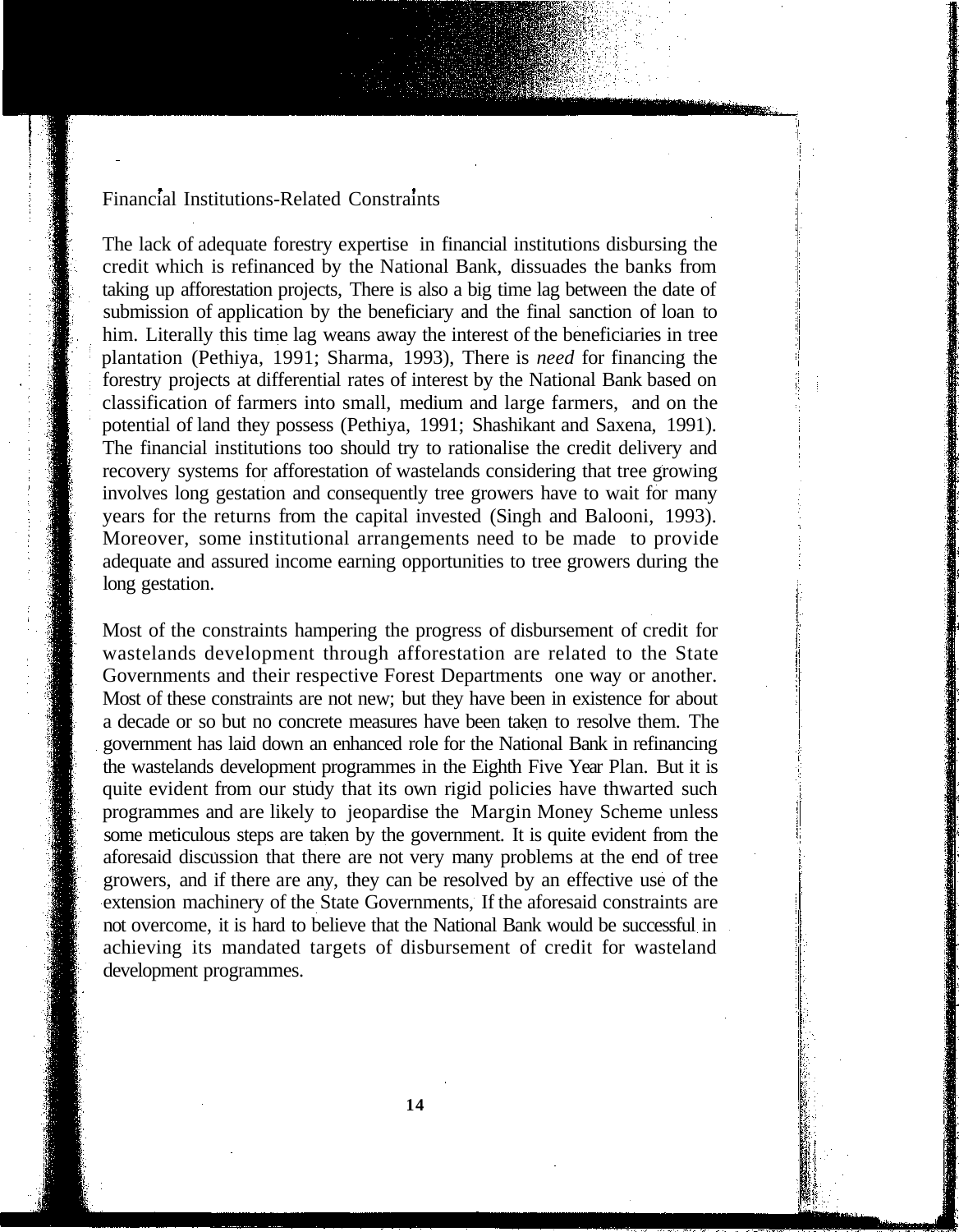### Financial Institutions-Related Constraints

The lack of adequate forestry expertise in financial institutions disbursing the credit which is refinanced by the National Bank, dissuades the banks from taking up afforestation projects, There is also a big time lag between the date of submission of application by the beneficiary and the final sanction of loan to him. Literally this time lag weans away the interest of the beneficiaries in tree plantation (Pethiya, 1991; Sharma, 1993), There is *need* for financing the forestry projects at differential rates of interest by the National Bank based on classification of farmers into small, medium and large farmers, and on the potential of land they possess (Pethiya, 1991; Shashikant and Saxena, 1991). The financial institutions too should try to rationalise the credit delivery and recovery systems for afforestation of wastelands considering that tree growing involves long gestation and consequently tree growers have to wait for many years for the returns from the capital invested (Singh and Balooni, 1993). Moreover, some institutional arrangements need to be made to provide adequate and assured income earning opportunities to tree growers during the long gestation.

Most of the constraints hampering the progress of disbursement of credit for wastelands development through afforestation are related to the State Governments and their respective Forest Departments one way or another. Most of these constraints are not new; but they have been in existence for about a decade or so but no concrete measures have been taken to resolve them. The government has laid down an enhanced role for the National Bank in refinancing the wastelands development programmes in the Eighth Five Year Plan. But it is quite evident from our study that its own rigid policies have thwarted such programmes and are likely to jeopardise the Margin Money Scheme unless some meticulous steps are taken by the government. It is quite evident from the aforesaid discussion that there are not very many problems at the end of tree growers, and if there are any, they can be resolved by an effective use of the extension machinery of the State Governments, If the aforesaid constraints are not overcome, it is hard to believe that the National Bank would be successful in achieving its mandated targets of disbursement of credit for wasteland development programmes.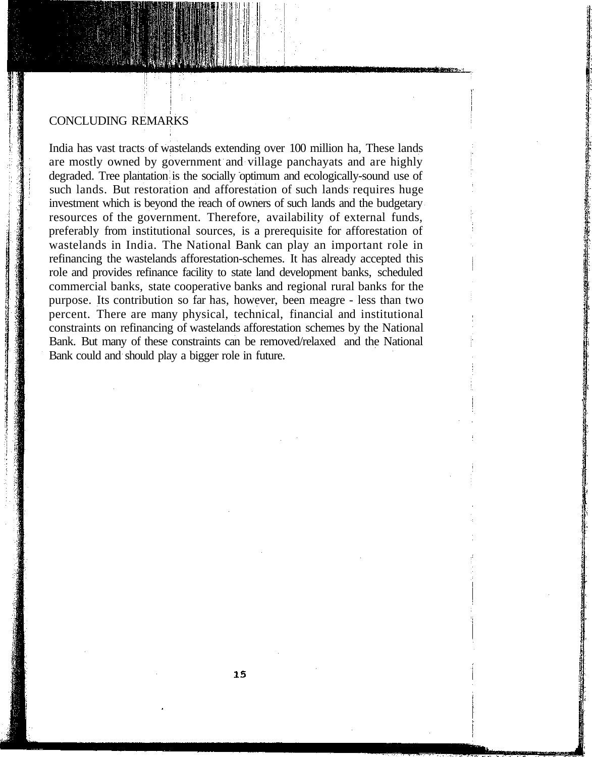## CONCLUDING REMARKS

India has vast tracts of wastelands extending over 100 million ha, These lands are mostly owned by government and village panchayats and are highly degraded. Tree plantation is the socially optimum and ecologically-sound use of such lands. But restoration and afforestation of such lands requires huge investment which is beyond the reach of owners of such lands and the budgetary resources of the government. Therefore, availability of external funds, preferably from institutional sources, is a prerequisite for afforestation of wastelands in India. The National Bank can play an important role in refinancing the wastelands afforestation-schemes. It has already accepted this role and provides refinance facility to state land development banks, scheduled commercial banks, state cooperative banks and regional rural banks for the purpose. Its contribution so far has, however, been meagre - less than two percent. There are many physical, technical, financial and institutional constraints on refinancing of wastelands afforestation schemes by the National Bank. But many of these constraints can be removed/relaxed and the National Bank could and should play a bigger role in future.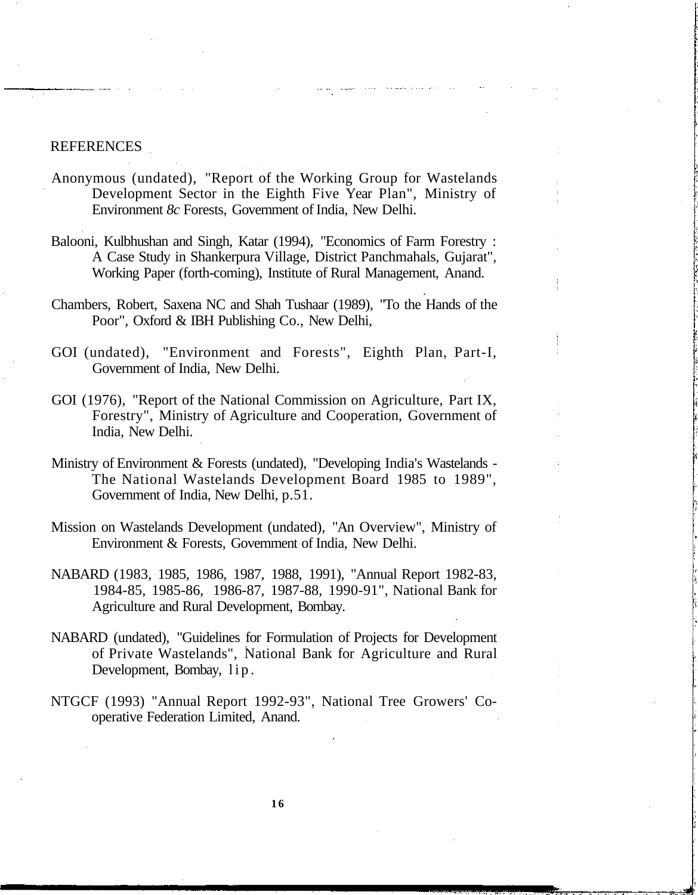## REFERENCES

Anonymous (undated), "Report of the Working Group for Wastelands Development Sector in the Eighth Five Year Plan", Ministry of Environment *8c* Forests, Government of India, New Delhi.

Balooni, Kulbhushan and Singh, Katar (1994), "Economics of Farm Forestry : A Case Study in Shankerpura Village, District Panchmahals, Gujarat", Working Paper (forth-coming), Institute of Rural Management, Anand.

Chambers, Robert, Saxena NC and Shah Tushaar (1989), "To the Hands of the Poor", Oxford & IBH Publishing Co., New Delhi,

GOI (undated), "Environment and Forests", Eighth Plan, Part-I, Government of India, New Delhi.

GOI (1976), "Report of the National Commission on Agriculture, Part IX, Forestry", Ministry of Agriculture and Cooperation, Government of India, New Delhi.

Ministry of Environment & Forests (undated), "Developing India's Wastelands - The National Wastelands Development Board 1985 to 1989", Government of India, New Delhi, p.51.

Mission on Wastelands Development (undated), "An Overview", Ministry of Environment & Forests, Government of India, New Delhi.

NABARD (1983, 1985, 1986, 1987, 1988, 1991), "Annual Report 1982-83, 1984-85, 1985-86, 1986-87, 1987-88, 1990-91", National Bank for Agriculture and Rural Development, Bombay.

NABARD (undated), "Guidelines for Formulation of Projects for Development of Private Wastelands", National Bank for Agriculture and Rural Development, Bombay, lip.

NTGCF (1993) "Annual Report 1992-93", National Tree Growers' Co-operative Federation Limited, Anand.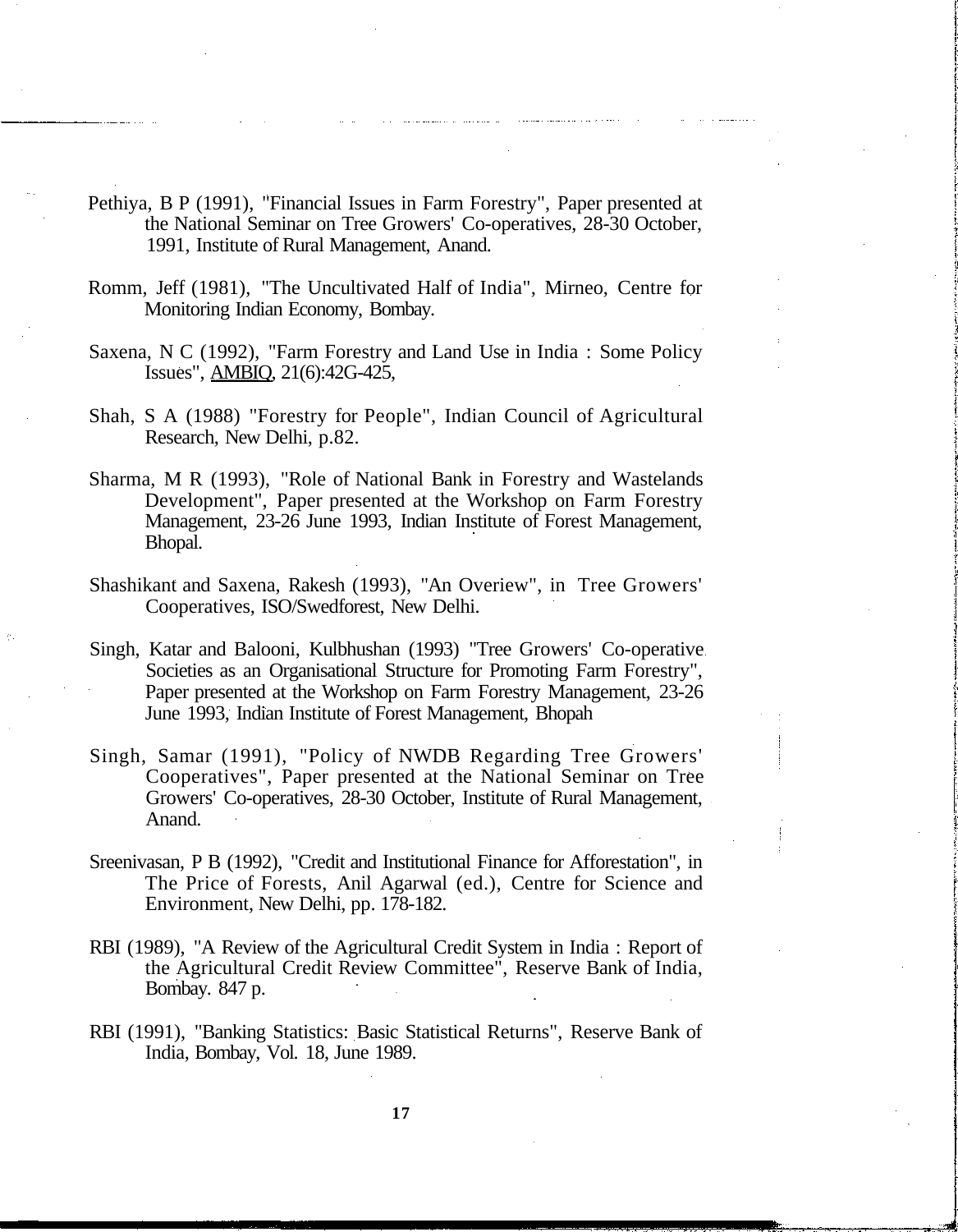Pethiya, B P (1991), "Financial Issues in Farm Forestry", Paper presented at the National Seminar on Tree Growers' Co-operatives, 28-30 October, 1991, Institute of Rural Management, Anand.

Romm, Jeff (1981), "The Uncultivated Half of India", Mirneo, Centre for Monitoring Indian Economy, Bombay.

Saxena, N C (1992), "Farm Forestry and Land Use in India : Some Policy Issues", AMBIQ, 21(6):42G-425,

Shah, S A (1988) "Forestry for People", Indian Council of Agricultural Research, New Delhi, p.82.

Sharma, M R (1993), "Role of National Bank in Forestry and Wastelands Development", Paper presented at the Workshop on Farm Forestry Management, 23-26 June 1993, Indian Institute of Forest Management, Bhopal.

Shashikant and Saxena, Rakesh (1993), "An Overiew", in Tree Growers' Cooperatives, ISO/Swedforest, New Delhi.

Singh, Katar and Balooni, Kulbhushan (1993) "Tree Growers' Co-operative Societies as an Organisational Structure for Promoting Farm Forestry", Paper presented at the Workshop on Farm Forestry Management, 23-26 June 1993, Indian Institute of Forest Management, Bhopah

Singh, Samar (1991), "Policy of NWDB Regarding Tree Growers' Cooperatives", Paper presented at the National Seminar on Tree Growers' Co-operatives, 28-30 October, Institute of Rural Management, Anand.

Sreenivasan, P B (1992), "Credit and Institutional Finance for Afforestation", in The Price of Forests, Anil Agarwal (ed.), Centre for Science and Environment, New Delhi, pp. 178-182.

RBI (1989), "A Review of the Agricultural Credit System in India : Report of the Agricultural Credit Review Committee", Reserve Bank of India, Bombay. 847 p.

RBI (1991), "Banking Statistics: Basic Statistical Returns", Reserve Bank of India, Bombay, Vol. 18, June 1989.